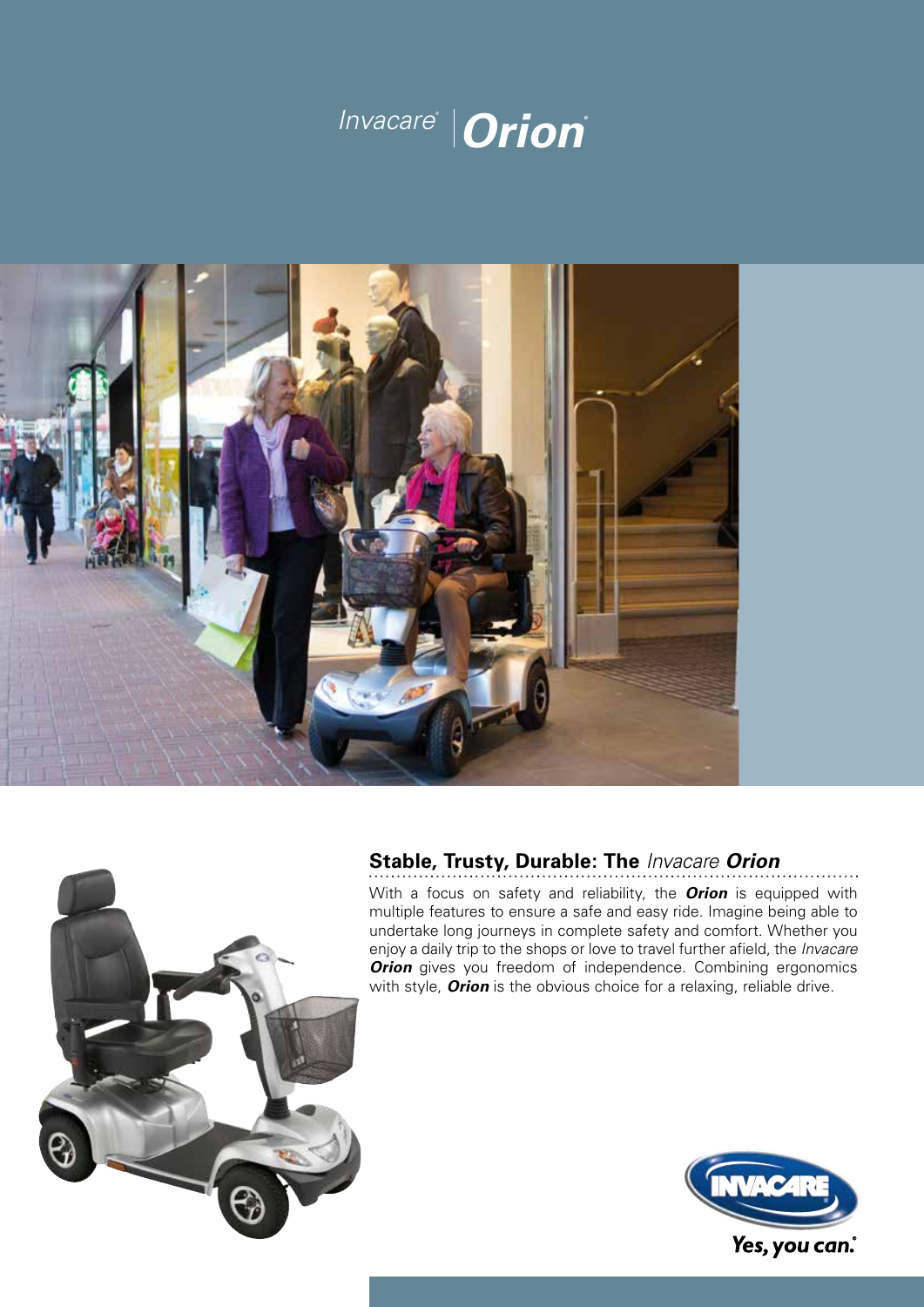# *Invacare®* | ***Orion®***

## Stable, Trusty, Durable: The *Invacare* ***Orion***

With a focus on safety and reliability, the ***Orion*** is equipped with multiple features to ensure a safe and easy ride. Imagine being able to undertake long journeys in complete safety and comfort. Whether you enjoy a daily trip to the shops or love to travel further afield, the *Invacare* ***Orion*** gives you freedom of independence. Combining ergonomics with style, ***Orion*** is the obvious choice for a relaxing, reliable drive.

INVACARE®

*Yes, you can.®*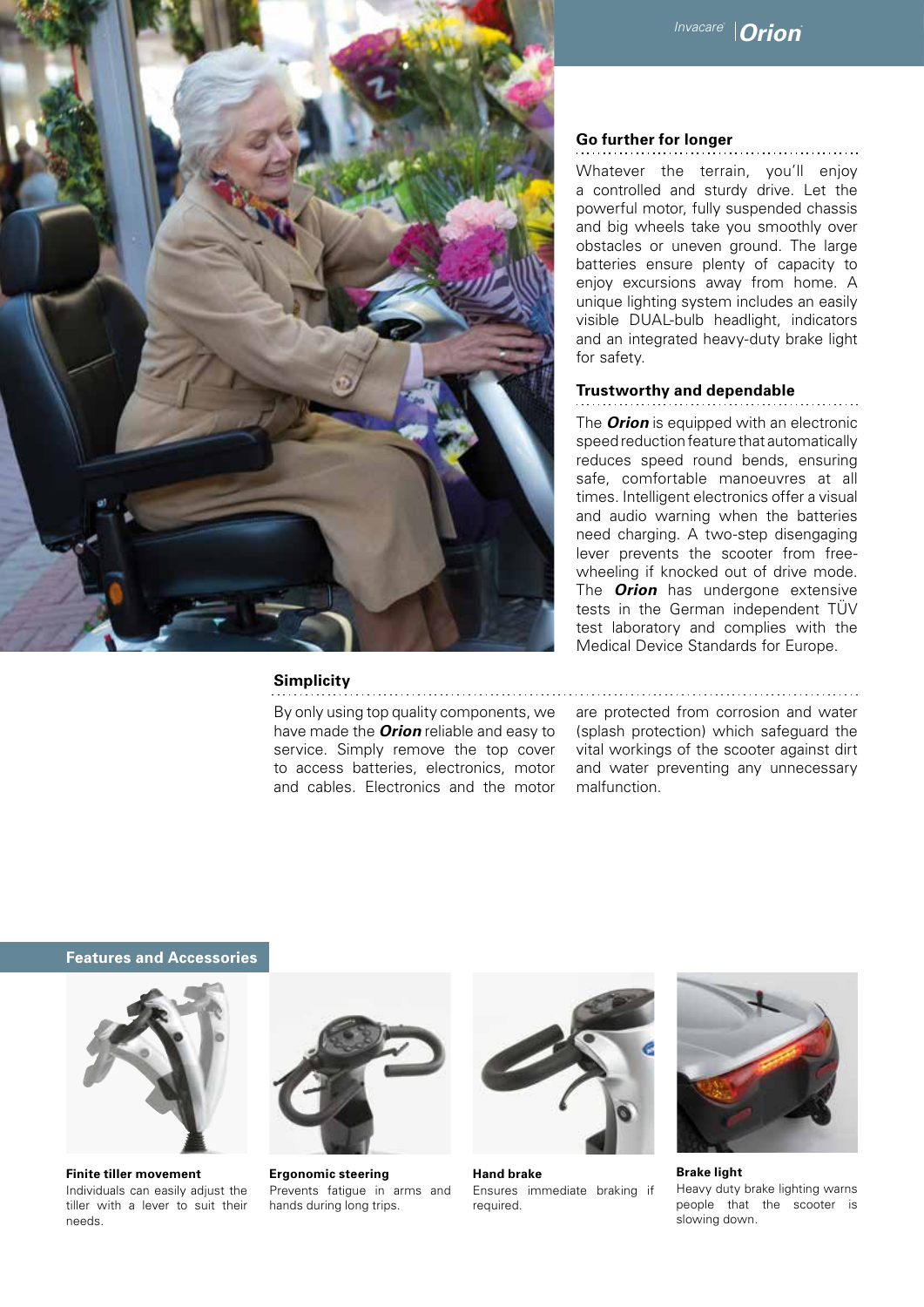## Go further for longer

Whatever the terrain, you'll enjoy a controlled and sturdy drive. Let the powerful motor, fully suspended chassis and big wheels take you smoothly over obstacles or uneven ground. The large batteries ensure plenty of capacity to enjoy excursions away from home. A unique lighting system includes an easily visible DUAL-bulb headlight, indicators and an integrated heavy-duty brake light for safety.

## Trustworthy and dependable

The ***Orion*** is equipped with an electronic speed reduction feature that automatically reduces speed round bends, ensuring safe, comfortable manoeuvres at all times. Intelligent electronics offer a visual and audio warning when the batteries need charging. A two-step disengaging lever prevents the scooter from free-wheeling if knocked out of drive mode. The ***Orion*** has undergone extensive tests in the German independent TÜV test laboratory and complies with the Medical Device Standards for Europe.

## Simplicity

By only using top quality components, we have made the ***Orion*** reliable and easy to service. Simply remove the top cover to access batteries, electronics, motor and cables. Electronics and the motor are protected from corrosion and water (splash protection) which safeguard the vital workings of the scooter against dirt and water preventing any unnecessary malfunction.

## Features and Accessories

**Finite tiller movement**
Individuals can easily adjust the tiller with a lever to suit their needs.

**Ergonomic steering**
Prevents fatigue in arms and hands during long trips.

**Hand brake**
Ensures immediate braking if required.

**Brake light**
Heavy duty brake lighting warns people that the scooter is slowing down.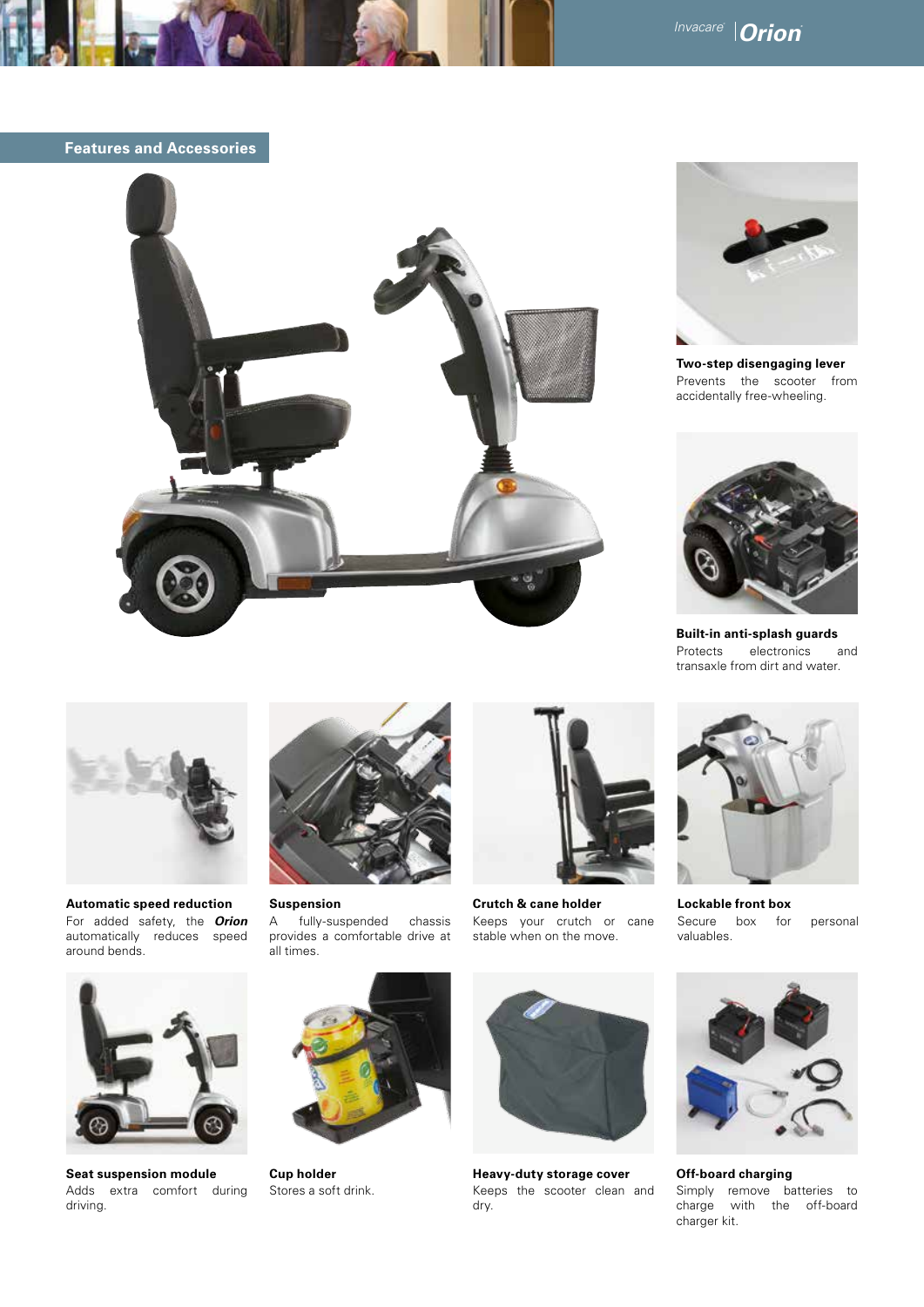## Features and Accessories

**Two-step disengaging lever**
Prevents the scooter from accidentally free-wheeling.

**Built-in anti-splash guards**
Protects electronics and transaxle from dirt and water.

**Automatic speed reduction**
For added safety, the ***Orion*** automatically reduces speed around bends.

**Suspension**
A fully-suspended chassis provides a comfortable drive at all times.

**Crutch & cane holder**
Keeps your crutch or cane stable when on the move.

**Lockable front box**
Secure box for personal valuables.

**Seat suspension module**
Adds extra comfort during driving.

**Cup holder**
Stores a soft drink.

**Heavy-duty storage cover**
Keeps the scooter clean and dry.

**Off-board charging**
Simply remove batteries to charge with the off-board charger kit.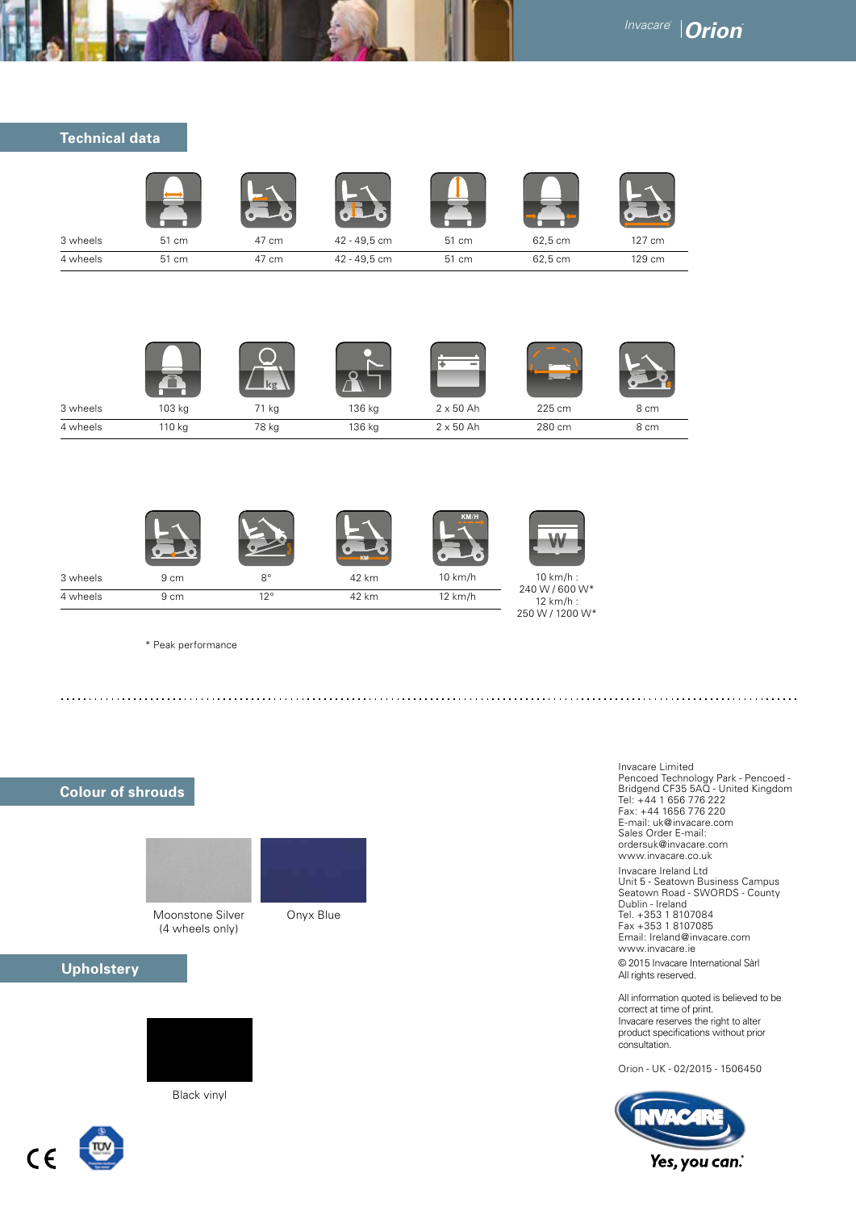## Technical data

| | | | | | | |
|---|---|---|---|---|---|---|
| 3 wheels | 51 cm | 47 cm | 42 - 49,5 cm | 51 cm | 62,5 cm | 127 cm |
| 4 wheels | 51 cm | 47 cm | 42 - 49,5 cm | 51 cm | 62,5 cm | 129 cm |

| | | | | | | |
|---|---|---|---|---|---|---|
| 3 wheels | 103 kg | 71 kg | 136 kg | 2 x 50 Ah | 225 cm | 8 cm |
| 4 wheels | 110 kg | 78 kg | 136 kg | 2 x 50 Ah | 280 cm | 8 cm |

| | | | | | |
|---|---|---|---|---|---|
| 3 wheels | 9 cm | 8° | 42 km | 10 km/h | 10 km/h : 240 W / 600 W* |
| 4 wheels | 9 cm | 12° | 42 km | 12 km/h | 12 km/h : 250 W / 1200 W* |

\* Peak performance

## Colour of shrouds

Moonstone Silver (4 wheels only)

Onyx Blue

## Upholstery

Black vinyl

Invacare Limited
Pencoed Technology Park - Pencoed - Bridgend CF35 5AQ - United Kingdom
Tel: +44 1 656 776 222
Fax: +44 1656 776 220
E-mail: uk@invacare.com
Sales Order E-mail: ordersuk@invacare.com
www.invacare.co.uk

Invacare Ireland Ltd
Unit 5 - Seatown Business Campus
Seatown Road - SWORDS - County Dublin - Ireland
Tel. +353 1 8107084
Fax +353 1 8107085
Email: Ireland@invacare.com
www.invacare.ie

© 2015 Invacare International Sàrl
All rights reserved.

All information quoted is believed to be correct at time of print.
Invacare reserves the right to alter product specifications without prior consultation.

Orion - UK - 02/2015 - 1506450

Yes, you can.